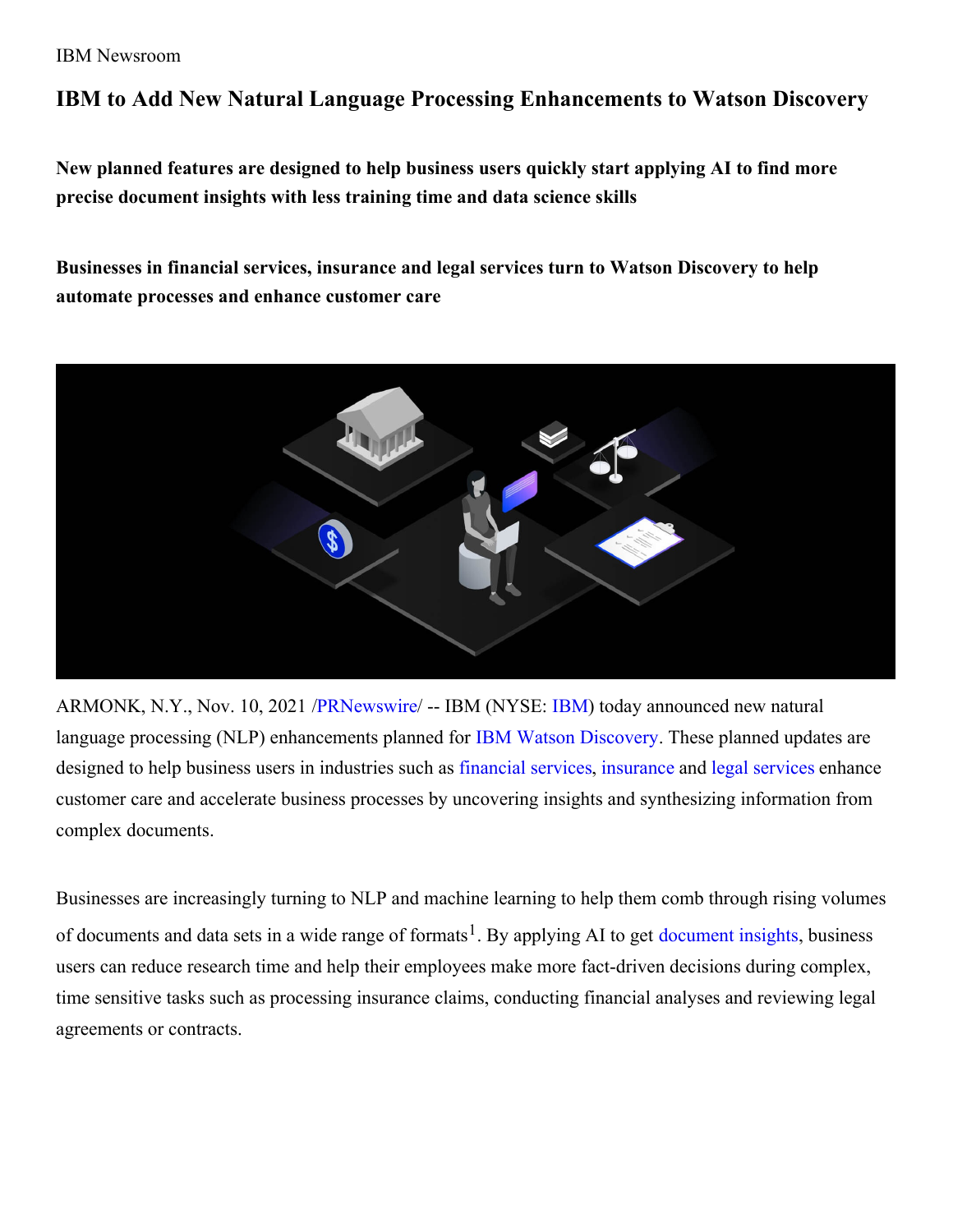IBM Newsroom

# IBM to Add New Natural Language Processing Enhancements to Watson Discovery

**New planned features are designed to help business users quickly start applying AI to find more precise document insights with less training time and data science skills**

**Businesses in financial services, insurance and legal services turn to Watson Discovery to help automate processes and enhance customer care**

ARMONK, N.Y., Nov. 10, 2021 /PRNewswire/ -- IBM (NYSE: IBM) today announced new natural language processing (NLP) enhancements planned for IBM Watson Discovery. These planned updates are designed to help business users in industries such as financial services, insurance and legal services enhance customer care and accelerate business processes by uncovering insights and synthesizing information from complex documents.

Businesses are increasingly turning to NLP and machine learning to help them comb through rising volumes of documents and data sets in a wide range of formats[1]. By applying AI to get document insights, business users can reduce research time and help their employees make more fact-driven decisions during complex, time sensitive tasks such as processing insurance claims, conducting financial analyses and reviewing legal agreements or contracts.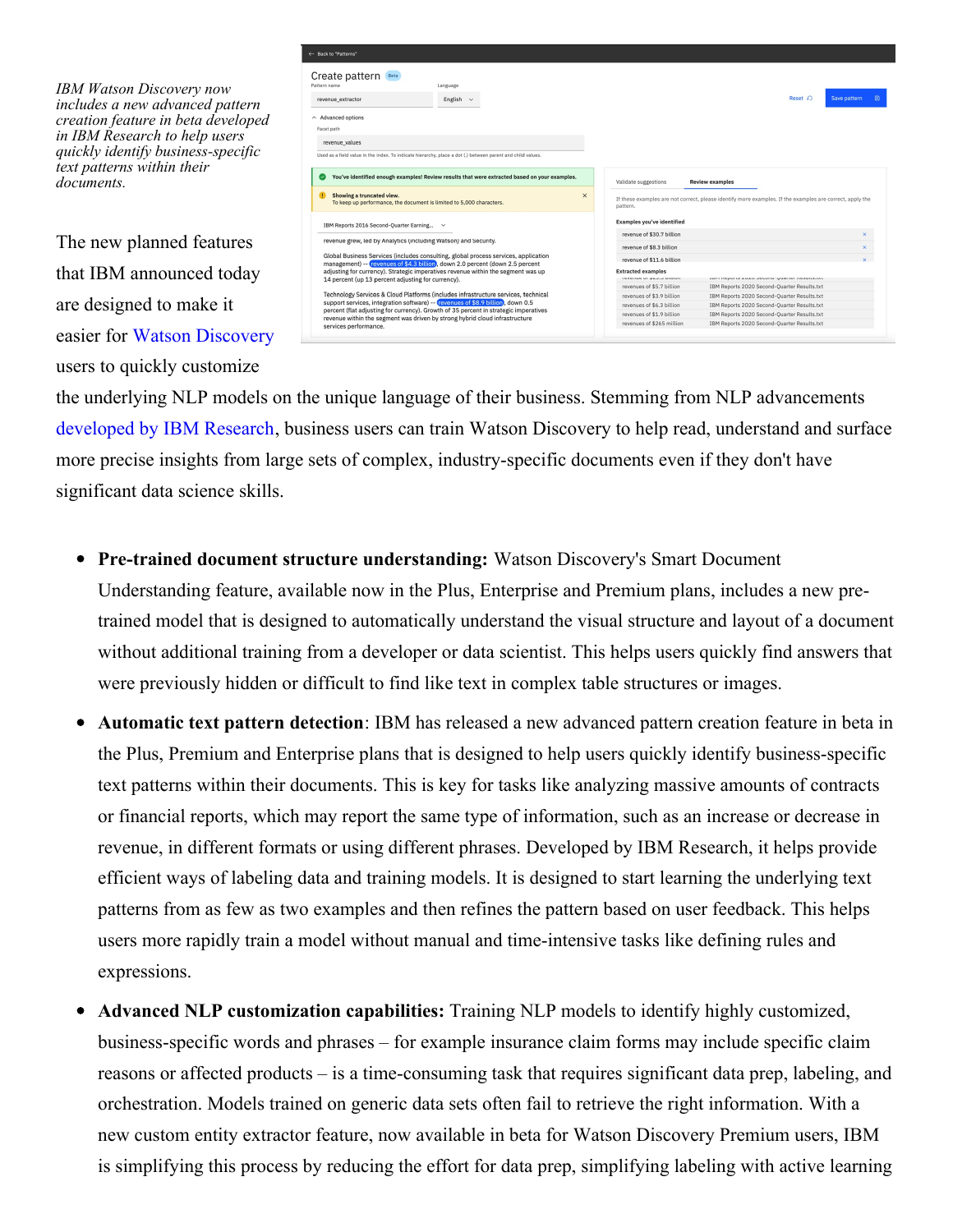*IBM Watson Discovery now includes a new advanced pattern creation feature in beta developed in IBM Research to help users quickly identify business-specific text patterns within their documents.*

The new planned features that IBM announced today are designed to make it easier for Watson Discovery users to quickly customize the underlying NLP models on the unique language of their business. Stemming from NLP advancements developed by IBM Research, business users can train Watson Discovery to help read, understand and surface more precise insights from large sets of complex, industry-specific documents even if they don't have significant data science skills.

- **Pre-trained document structure understanding:** Watson Discovery's Smart Document Understanding feature, available now in the Plus, Enterprise and Premium plans, includes a new pre-trained model that is designed to automatically understand the visual structure and layout of a document without additional training from a developer or data scientist. This helps users quickly find answers that were previously hidden or difficult to find like text in complex table structures or images.
- **Automatic text pattern detection**: IBM has released a new advanced pattern creation feature in beta in the Plus, Premium and Enterprise plans that is designed to help users quickly identify business-specific text patterns within their documents. This is key for tasks like analyzing massive amounts of contracts or financial reports, which may report the same type of information, such as an increase or decrease in revenue, in different formats or using different phrases. Developed by IBM Research, it helps provide efficient ways of labeling data and training models. It is designed to start learning the underlying text patterns from as few as two examples and then refines the pattern based on user feedback. This helps users more rapidly train a model without manual and time-intensive tasks like defining rules and expressions.
- **Advanced NLP customization capabilities:** Training NLP models to identify highly customized, business-specific words and phrases – for example insurance claim forms may include specific claim reasons or affected products – is a time-consuming task that requires significant data prep, labeling, and orchestration. Models trained on generic data sets often fail to retrieve the right information. With a new custom entity extractor feature, now available in beta for Watson Discovery Premium users, IBM is simplifying this process by reducing the effort for data prep, simplifying labeling with active learning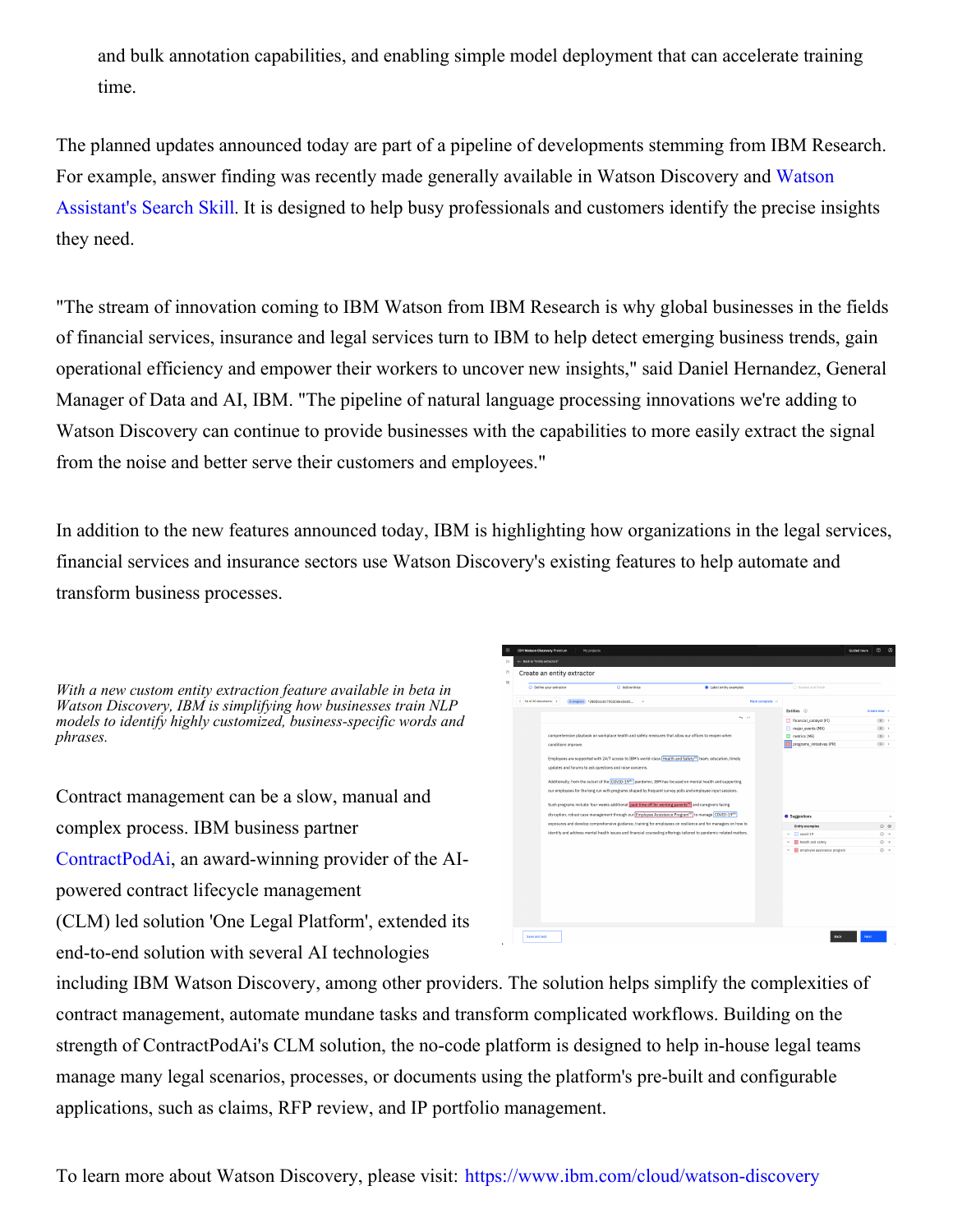and bulk annotation capabilities, and enabling simple model deployment that can accelerate training time.

The planned updates announced today are part of a pipeline of developments stemming from IBM Research. For example, answer finding was recently made generally available in Watson Discovery and Watson Assistant's Search Skill. It is designed to help busy professionals and customers identify the precise insights they need.

"The stream of innovation coming to IBM Watson from IBM Research is why global businesses in the fields of financial services, insurance and legal services turn to IBM to help detect emerging business trends, gain operational efficiency and empower their workers to uncover new insights," said Daniel Hernandez, General Manager of Data and AI, IBM. "The pipeline of natural language processing innovations we're adding to Watson Discovery can continue to provide businesses with the capabilities to more easily extract the signal from the noise and better serve their customers and employees."

In addition to the new features announced today, IBM is highlighting how organizations in the legal services, financial services and insurance sectors use Watson Discovery's existing features to help automate and transform business processes.

*With a new custom entity extraction feature available in beta in Watson Discovery, IBM is simplifying how businesses train NLP models to identify highly customized, business-specific words and phrases.*

Contract management can be a slow, manual and complex process. IBM business partner ContractPodAi, an award-winning provider of the AI-powered contract lifecycle management (CLM) led solution 'One Legal Platform', extended its end-to-end solution with several AI technologies including IBM Watson Discovery, among other providers. The solution helps simplify the complexities of contract management, automate mundane tasks and transform complicated workflows. Building on the strength of ContractPodAi's CLM solution, the no-code platform is designed to help in-house legal teams manage many legal scenarios, processes, or documents using the platform's pre-built and configurable applications, such as claims, RFP review, and IP portfolio management.

To learn more about Watson Discovery, please visit: https://www.ibm.com/cloud/watson-discovery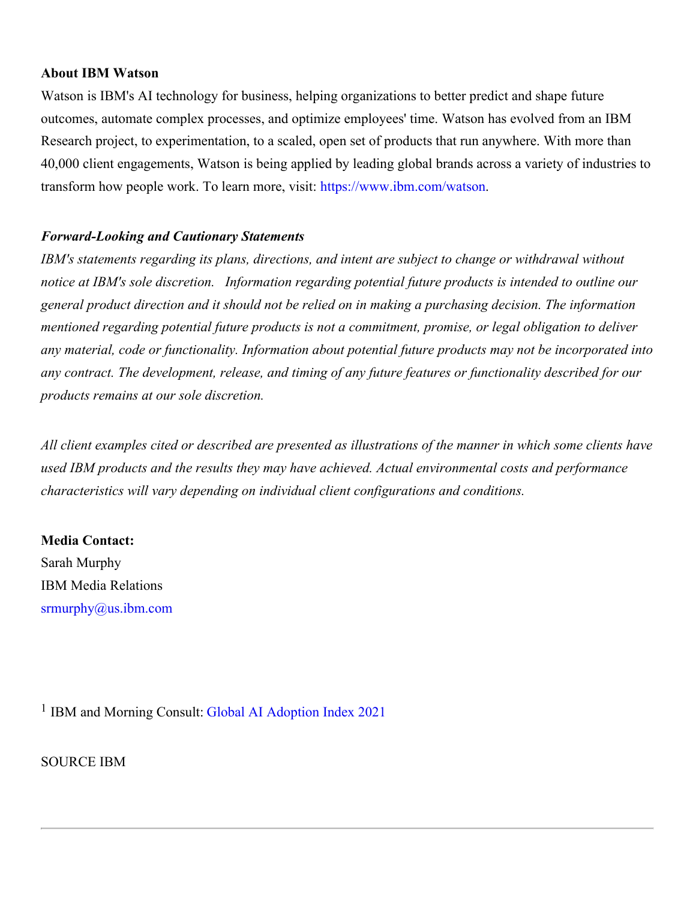**About IBM Watson**

Watson is IBM's AI technology for business, helping organizations to better predict and shape future outcomes, automate complex processes, and optimize employees' time. Watson has evolved from an IBM Research project, to experimentation, to a scaled, open set of products that run anywhere. With more than 40,000 client engagements, Watson is being applied by leading global brands across a variety of industries to transform how people work. To learn more, visit: https://www.ibm.com/watson.

***Forward-Looking and Cautionary Statements***

*IBM's statements regarding its plans, directions, and intent are subject to change or withdrawal without notice at IBM's sole discretion. Information regarding potential future products is intended to outline our general product direction and it should not be relied on in making a purchasing decision. The information mentioned regarding potential future products is not a commitment, promise, or legal obligation to deliver any material, code or functionality. Information about potential future products may not be incorporated into any contract. The development, release, and timing of any future features or functionality described for our products remains at our sole discretion.*

*All client examples cited or described are presented as illustrations of the manner in which some clients have used IBM products and the results they may have achieved. Actual environmental costs and performance characteristics will vary depending on individual client configurations and conditions.*

**Media Contact:**
Sarah Murphy
IBM Media Relations
srmurphy@us.ibm.com

[1] IBM and Morning Consult: Global AI Adoption Index 2021

SOURCE IBM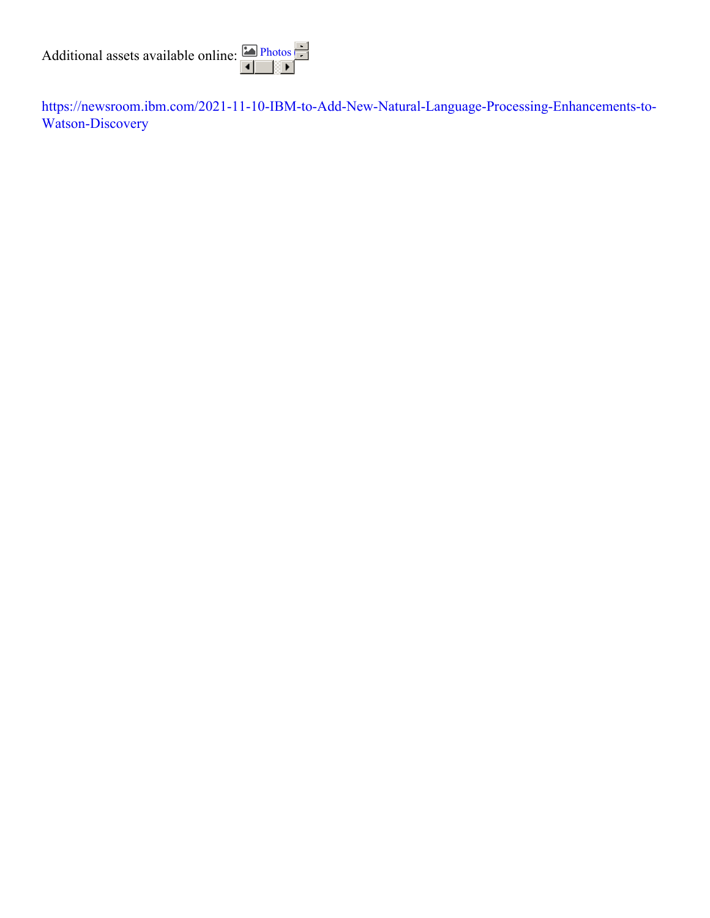Additional assets available online: Photos

https://newsroom.ibm.com/2021-11-10-IBM-to-Add-New-Natural-Language-Processing-Enhancements-to-Watson-Discovery